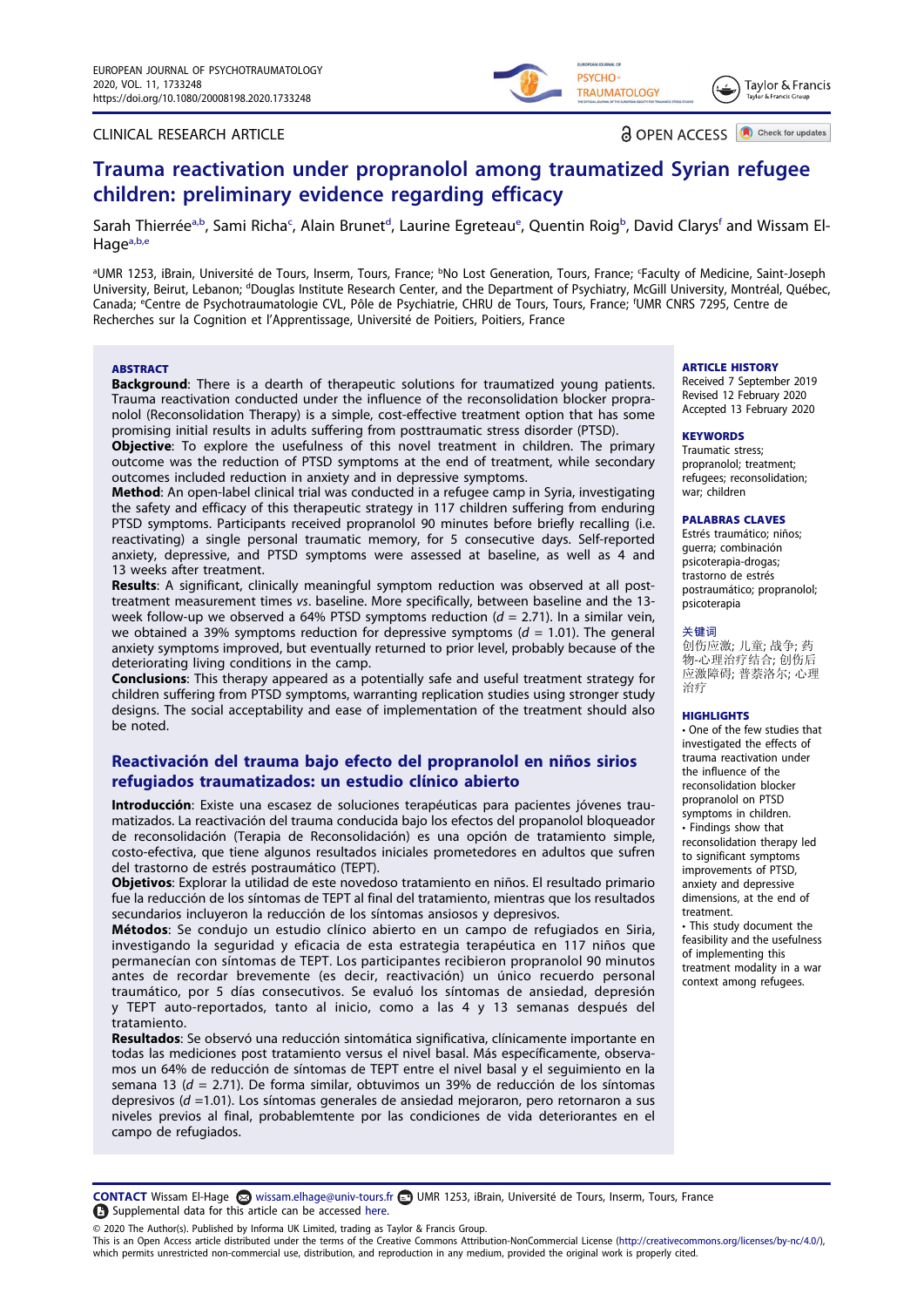CLINICAL RESEARCH ARTICLE

OPEN ACCESS

# Trauma reactivation under propranolol among traumatized Syrian refugee children: preliminary evidence regarding efficacy

Sarah Thierrée[a,b], Sami Richa[c], Alain Brunet[d], Laurine Egreteau[e], Quentin Roig[b], David Clarys[f] and Wissam El-Hage[a,b,e]

[a]UMR 1253, iBrain, Université de Tours, Inserm, Tours, France; [b]No Lost Generation, Tours, France; [c]Faculty of Medicine, Saint-Joseph University, Beirut, Lebanon; [d]Douglas Institute Research Center, and the Department of Psychiatry, McGill University, Montréal, Québec, Canada; [e]Centre de Psychotraumatologie CVL, Pôle de Psychiatrie, CHRU de Tours, Tours, France; [f]UMR CNRS 7295, Centre de Recherches sur la Cognition et l'Apprentissage, Université de Poitiers, Poitiers, France

## ABSTRACT

**Background**: There is a dearth of therapeutic solutions for traumatized young patients. Trauma reactivation conducted under the influence of the reconsolidation blocker propranolol (Reconsolidation Therapy) is a simple, cost-effective treatment option that has some promising initial results in adults suffering from posttraumatic stress disorder (PTSD).

**Objective**: To explore the usefulness of this novel treatment in children. The primary outcome was the reduction of PTSD symptoms at the end of treatment, while secondary outcomes included reduction in anxiety and in depressive symptoms.

**Method**: An open-label clinical trial was conducted in a refugee camp in Syria, investigating the safety and efficacy of this therapeutic strategy in 117 children suffering from enduring PTSD symptoms. Participants received propranolol 90 minutes before briefly recalling (i.e. reactivating) a single personal traumatic memory, for 5 consecutive days. Self-reported anxiety, depressive, and PTSD symptoms were assessed at baseline, as well as 4 and 13 weeks after treatment.

**Results**: A significant, clinically meaningful symptom reduction was observed at all post-treatment measurement times *vs*. baseline. More specifically, between baseline and the 13-week follow-up we observed a 64% PTSD symptoms reduction ($d$ = 2.71). In a similar vein, we obtained a 39% symptoms reduction for depressive symptoms ($d$ = 1.01). The general anxiety symptoms improved, but eventually returned to prior level, probably because of the deteriorating living conditions in the camp.

**Conclusions**: This therapy appeared as a potentially safe and useful treatment strategy for children suffering from PTSD symptoms, warranting replication studies using stronger study designs. The social acceptability and ease of implementation of the treatment should also be noted.

## Reactivación del trauma bajo efecto del propranolol en niños sirios refugiados traumatizados: un estudio clínico abierto

**Introducción**: Existe una escasez de soluciones terapéuticas para pacientes jóvenes traumatizados. La reactivación del trauma conducida bajo los efectos del propanolol bloqueador de reconsolidación (Terapia de Reconsolidación) es una opción de tratamiento simple, costo-efectiva, que tiene algunos resultados iniciales prometedores en adultos que sufren del trastorno de estrés postraumático (TEPT).

**Objetivos**: Explorar la utilidad de este novedoso tratamiento en niños. El resultado primario fue la reducción de los síntomas de TEPT al final del tratamiento, mientras que los resultados secundarios incluyeron la reducción de los síntomas ansiosos y depresivos.

**Métodos**: Se condujo un estudio clínico abierto en un campo de refugiados en Siria, investigando la seguridad y eficacia de esta estrategia terapéutica en 117 niños que permanecían con síntomas de TEPT. Los participantes recibieron propranolol 90 minutos antes de recordar brevemente (es decir, reactivación) un único recuerdo personal traumático, por 5 días consecutivos. Se evaluó los síntomas de ansiedad, depresión y TEPT auto-reportados, tanto al inicio, como a las 4 y 13 semanas después del tratamiento.

**Resultados**: Se observó una reducción sintomática significativa, clínicamente importante en todas las mediciones post tratamiento versus el nivel basal. Más específicamente, observamos un 64% de reducción de síntomas de TEPT entre el nivel basal y el seguimiento en la semana 13 ($d$ = 2.71). De forma similar, obtuvimos un 39% de reducción de los síntomas depresivos ($d$ =1.01). Los síntomas generales de ansiedad mejoraron, pero retornaron a sus niveles previos al final, probablemente por las condiciones de vida deteriorantes en el campo de refugiados.

**ARTICLE HISTORY**
Received 7 September 2019
Revised 12 February 2020
Accepted 13 February 2020

**KEYWORDS**
Traumatic stress; propranolol; treatment; refugees; reconsolidation; war; children

**PALABRAS CLAVES**
Estrés traumático; niños; guerra; combinación psicoterapia-drogas; trastorno de estrés postraumático; propranolol; psicoterapia

**关键词**
创伤应激; 儿童; 战争; 药物-心理治疗结合; 创伤后应激障碍; 普萘洛尔; 心理治疗

**HIGHLIGHTS**
- One of the few studies that investigated the effects of trauma reactivation under the influence of the reconsolidation blocker propranolol on PTSD symptoms in children.
- Findings show that reconsolidation therapy led to significant symptoms improvements of PTSD, anxiety and depressive dimensions, at the end of treatment.
- This study document the feasibility and the usefulness of implementing this treatment modality in a war context among refugees.

**CONTACT** Wissam El-Hage wissam.elhage@univ-tours.fr UMR 1253, iBrain, Université de Tours, Inserm, Tours, France
Supplemental data for this article can be accessed here.

© 2020 The Author(s). Published by Informa UK Limited, trading as Taylor & Francis Group.
This is an Open Access article distributed under the terms of the Creative Commons Attribution-NonCommercial License (http://creativecommons.org/licenses/by-nc/4.0/), which permits unrestricted non-commercial use, distribution, and reproduction in any medium, provided the original work is properly cited.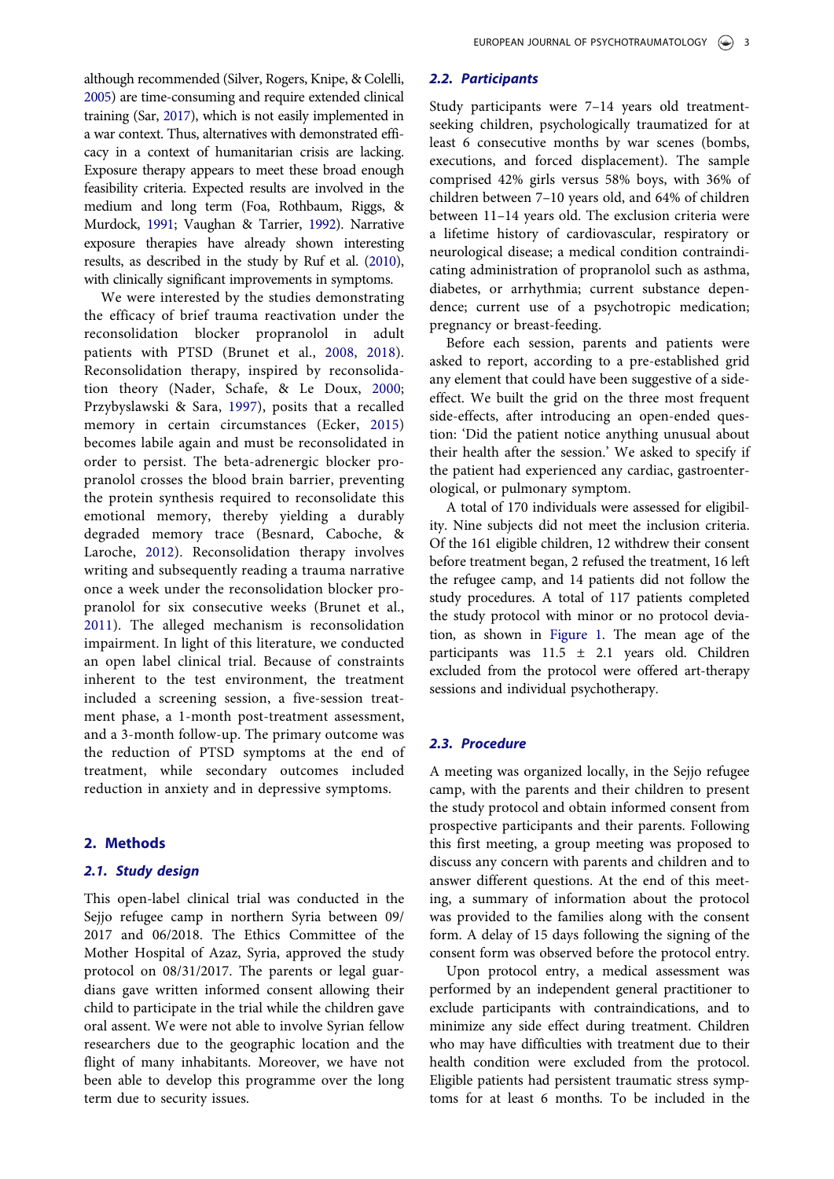although recommended (Silver, Rogers, Knipe, & Colelli, 2005) are time-consuming and require extended clinical training (Sar, 2017), which is not easily implemented in a war context. Thus, alternatives with demonstrated efficacy in a context of humanitarian crisis are lacking. Exposure therapy appears to meet these broad enough feasibility criteria. Expected results are involved in the medium and long term (Foa, Rothbaum, Riggs, & Murdock, 1991; Vaughan & Tarrier, 1992). Narrative exposure therapies have already shown interesting results, as described in the study by Ruf et al. (2010), with clinically significant improvements in symptoms.

We were interested by the studies demonstrating the efficacy of brief trauma reactivation under the reconsolidation blocker propranolol in adult patients with PTSD (Brunet et al., 2008, 2018). Reconsolidation therapy, inspired by reconsolidation theory (Nader, Schafe, & Le Doux, 2000; Przybyslawski & Sara, 1997), posits that a recalled memory in certain circumstances (Ecker, 2015) becomes labile again and must be reconsolidated in order to persist. The beta-adrenergic blocker propranolol crosses the blood brain barrier, preventing the protein synthesis required to reconsolidate this emotional memory, thereby yielding a durably degraded memory trace (Besnard, Caboche, & Laroche, 2012). Reconsolidation therapy involves writing and subsequently reading a trauma narrative once a week under the reconsolidation blocker propranolol for six consecutive weeks (Brunet et al., 2011). The alleged mechanism is reconsolidation impairment. In light of this literature, we conducted an open label clinical trial. Because of constraints inherent to the test environment, the treatment included a screening session, a five-session treatment phase, a 1-month post-treatment assessment, and a 3-month follow-up. The primary outcome was the reduction of PTSD symptoms at the end of treatment, while secondary outcomes included reduction in anxiety and in depressive symptoms.

## 2. Methods

### 2.1. Study design

This open-label clinical trial was conducted in the Sejjo refugee camp in northern Syria between 09/2017 and 06/2018. The Ethics Committee of the Mother Hospital of Azaz, Syria, approved the study protocol on 08/31/2017. The parents or legal guardians gave written informed consent allowing their child to participate in the trial while the children gave oral assent. We were not able to involve Syrian fellow researchers due to the geographic location and the flight of many inhabitants. Moreover, we have not been able to develop this programme over the long term due to security issues.

### 2.2. Participants

Study participants were 7–14 years old treatment-seeking children, psychologically traumatized for at least 6 consecutive months by war scenes (bombs, executions, and forced displacement). The sample comprised 42% girls versus 58% boys, with 36% of children between 7–10 years old, and 64% of children between 11–14 years old. The exclusion criteria were a lifetime history of cardiovascular, respiratory or neurological disease; a medical condition contraindicating administration of propranolol such as asthma, diabetes, or arrhythmia; current substance dependence; current use of a psychotropic medication; pregnancy or breast-feeding.

Before each session, parents and patients were asked to report, according to a pre-established grid any element that could have been suggestive of a side-effect. We built the grid on the three most frequent side-effects, after introducing an open-ended question: 'Did the patient notice anything unusual about their health after the session.' We asked to specify if the patient had experienced any cardiac, gastroenterological, or pulmonary symptom.

A total of 170 individuals were assessed for eligibility. Nine subjects did not meet the inclusion criteria. Of the 161 eligible children, 12 withdrew their consent before treatment began, 2 refused the treatment, 16 left the refugee camp, and 14 patients did not follow the study procedures. A total of 117 patients completed the study protocol with minor or no protocol deviation, as shown in Figure 1. The mean age of the participants was 11.5 ± 2.1 years old. Children excluded from the protocol were offered art-therapy sessions and individual psychotherapy.

### 2.3. Procedure

A meeting was organized locally, in the Sejjo refugee camp, with the parents and their children to present the study protocol and obtain informed consent from prospective participants and their parents. Following this first meeting, a group meeting was proposed to discuss any concern with parents and children and to answer different questions. At the end of this meeting, a summary of information about the protocol was provided to the families along with the consent form. A delay of 15 days following the signing of the consent form was observed before the protocol entry.

Upon protocol entry, a medical assessment was performed by an independent general practitioner to exclude participants with contraindications, and to minimize any side effect during treatment. Children who may have difficulties with treatment due to their health condition were excluded from the protocol. Eligible patients had persistent traumatic stress symptoms for at least 6 months. To be included in the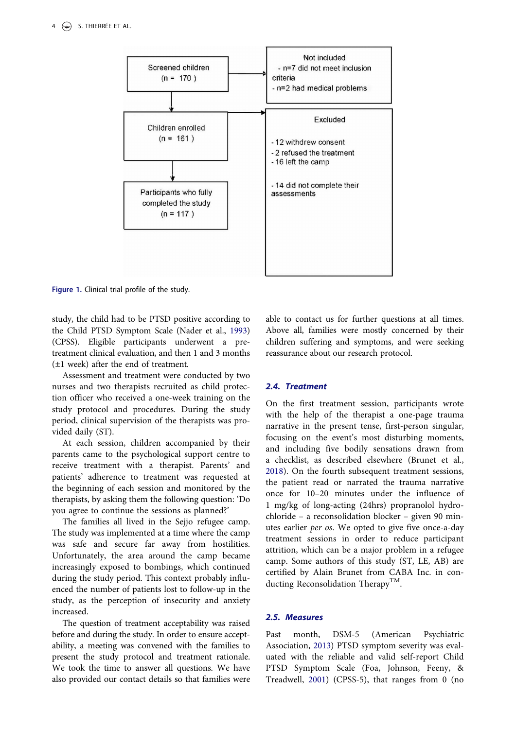Screened children
(n = 170 )

Not included
- n=7 did not meet inclusion criteria
- n=2 had medical problems

Children enrolled
(n = 161 )

Excluded
- 12 withdrew consent
- 2 refused the treatment
- 16 left the camp
- 14 did not complete their assessments

Participants who fully completed the study
(n = 117 )

Figure 1. Clinical trial profile of the study.

study, the child had to be PTSD positive according to the Child PTSD Symptom Scale (Nader et al., 1993) (CPSS). Eligible participants underwent a pre-treatment clinical evaluation, and then 1 and 3 months (±1 week) after the end of treatment.

Assessment and treatment were conducted by two nurses and two therapists recruited as child protection officer who received a one-week training on the study protocol and procedures. During the study period, clinical supervision of the therapists was provided daily (ST).

At each session, children accompanied by their parents came to the psychological support centre to receive treatment with a therapist. Parents' and patients' adherence to treatment was requested at the beginning of each session and monitored by the therapists, by asking them the following question: 'Do you agree to continue the sessions as planned?'

The families all lived in the Sejjo refugee camp. The study was implemented at a time where the camp was safe and secure far away from hostilities. Unfortunately, the area around the camp became increasingly exposed to bombings, which continued during the study period. This context probably influenced the number of patients lost to follow-up in the study, as the perception of insecurity and anxiety increased.

The question of treatment acceptability was raised before and during the study. In order to ensure acceptability, a meeting was convened with the families to present the study protocol and treatment rationale. We took the time to answer all questions. We have also provided our contact details so that families were able to contact us for further questions at all times. Above all, families were mostly concerned by their children suffering and symptoms, and were seeking reassurance about our research protocol.

## 2.4. Treatment

On the first treatment session, participants wrote with the help of the therapist a one-page trauma narrative in the present tense, first-person singular, focusing on the event's most disturbing moments, and including five bodily sensations drawn from a checklist, as described elsewhere (Brunet et al., 2018). On the fourth subsequent treatment sessions, the patient read or narrated the trauma narrative once for 10–20 minutes under the influence of 1 mg/kg of long-acting (24hrs) propranolol hydrochloride – a reconsolidation blocker – given 90 minutes earlier *per os*. We opted to give five once-a-day treatment sessions in order to reduce participant attrition, which can be a major problem in a refugee camp. Some authors of this study (ST, LE, AB) are certified by Alain Brunet from CABA Inc. in conducting Reconsolidation Therapy™.

## 2.5. Measures

Past month, DSM-5 (American Psychiatric Association, 2013) PTSD symptom severity was evaluated with the reliable and valid self-report Child PTSD Symptom Scale (Foa, Johnson, Feeny, & Treadwell, 2001) (CPSS-5), that ranges from 0 (no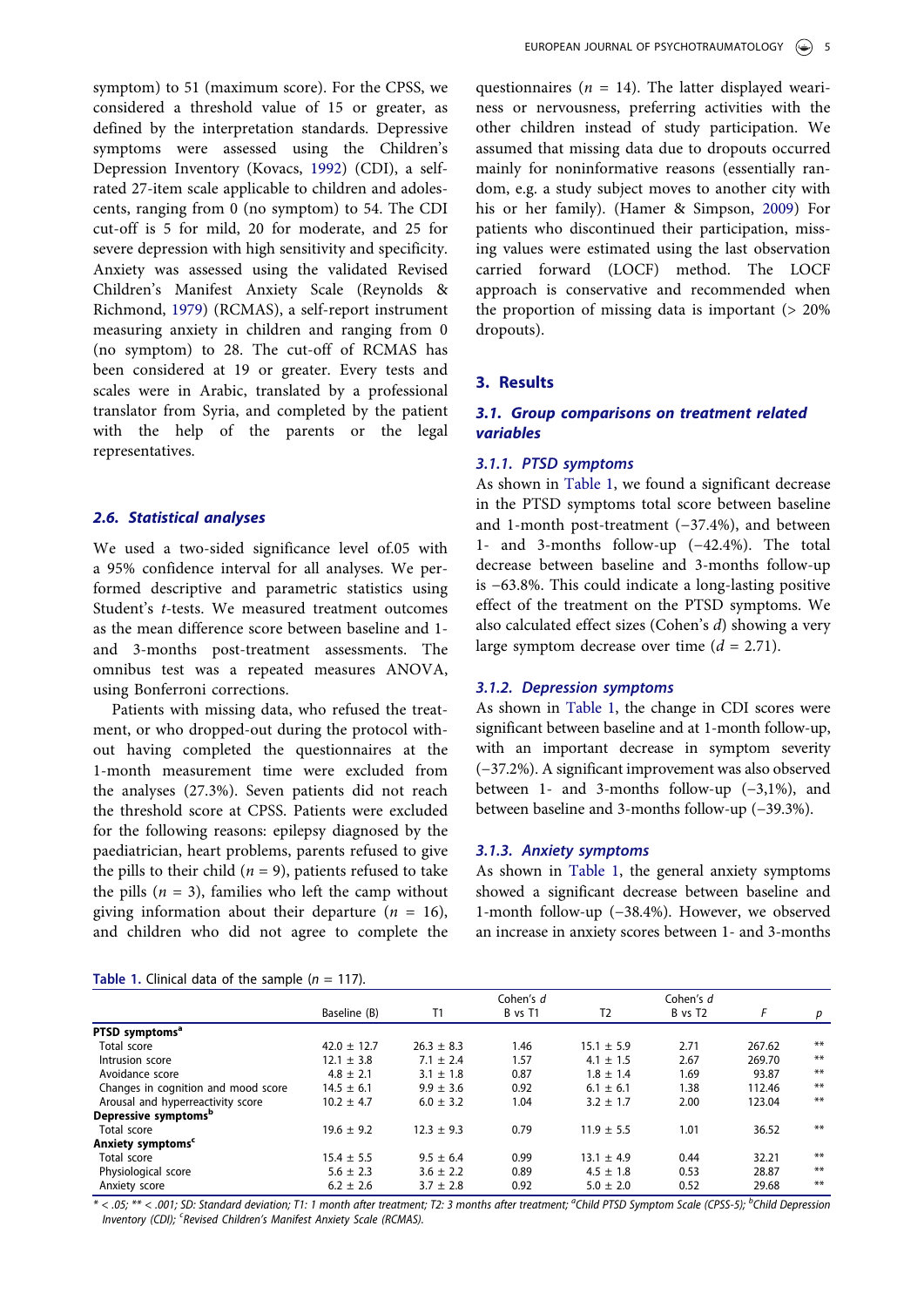symptom) to 51 (maximum score). For the CPSS, we considered a threshold value of 15 or greater, as defined by the interpretation standards. Depressive symptoms were assessed using the Children's Depression Inventory (Kovacs, 1992) (CDI), a self-rated 27-item scale applicable to children and adolescents, ranging from 0 (no symptom) to 54. The CDI cut-off is 5 for mild, 20 for moderate, and 25 for severe depression with high sensitivity and specificity. Anxiety was assessed using the validated Revised Children's Manifest Anxiety Scale (Reynolds & Richmond, 1979) (RCMAS), a self-report instrument measuring anxiety in children and ranging from 0 (no symptom) to 28. The cut-off of RCMAS has been considered at 19 or greater. Every tests and scales were in Arabic, translated by a professional translator from Syria, and completed by the patient with the help of the parents or the legal representatives.

### 2.6. Statistical analyses

We used a two-sided significance level of.05 with a 95% confidence interval for all analyses. We performed descriptive and parametric statistics using Student's *t*-tests. We measured treatment outcomes as the mean difference score between baseline and 1- and 3-months post-treatment assessments. The omnibus test was a repeated measures ANOVA, using Bonferroni corrections.

Patients with missing data, who refused the treatment, or who dropped-out during the protocol without having completed the questionnaires at the 1-month measurement time were excluded from the analyses (27.3%). Seven patients did not reach the threshold score at CPSS. Patients were excluded for the following reasons: epilepsy diagnosed by the paediatrician, heart problems, parents refused to give the pills to their child ($n$ = 9), patients refused to take the pills ($n$ = 3), families who left the camp without giving information about their departure ($n$ = 16), and children who did not agree to complete the questionnaires ($n$ = 14). The latter displayed weariness or nervousness, preferring activities with the other children instead of study participation. We assumed that missing data due to dropouts occurred mainly for noninformative reasons (essentially random, e.g. a study subject moves to another city with his or her family). (Hamer & Simpson, 2009) For patients who discontinued their participation, missing values were estimated using the last observation carried forward (LOCF) method. The LOCF approach is conservative and recommended when the proportion of missing data is important (> 20% dropouts).

## 3. Results

### 3.1. Group comparisons on treatment related variables

#### 3.1.1. PTSD symptoms

As shown in Table 1, we found a significant decrease in the PTSD symptoms total score between baseline and 1-month post-treatment (−37.4%), and between 1- and 3-months follow-up (−42.4%). The total decrease between baseline and 3-months follow-up is −63.8%. This could indicate a long-lasting positive effect of the treatment on the PTSD symptoms. We also calculated effect sizes (Cohen's $d$) showing a very large symptom decrease over time ($d$ = 2.71).

#### 3.1.2. Depression symptoms

As shown in Table 1, the change in CDI scores were significant between baseline and at 1-month follow-up, with an important decrease in symptom severity (−37.2%). A significant improvement was also observed between 1- and 3-months follow-up (−3,1%), and between baseline and 3-months follow-up (−39.3%).

#### 3.1.3. Anxiety symptoms

As shown in Table 1, the general anxiety symptoms showed a significant decrease between baseline and 1-month follow-up (−38.4%). However, we observed an increase in anxiety scores between 1- and 3-months

**Table 1.** Clinical data of the sample ($n$ = 117).

| | Baseline (B) | T1 | Cohen's $d$ B vs T1 | T2 | Cohen's $d$ B vs T2 | $F$ | $p$ |
|---|---|---|---|---|---|---|---|
| **PTSD symptoms[a]** | | | | | | | |
| Total score | 42.0 ± 12.7 | 26.3 ± 8.3 | 1.46 | 15.1 ± 5.9 | 2.71 | 267.62 | ** |
| Intrusion score | 12.1 ± 3.8 | 7.1 ± 2.4 | 1.57 | 4.1 ± 1.5 | 2.67 | 269.70 | ** |
| Avoidance score | 4.8 ± 2.1 | 3.1 ± 1.8 | 0.87 | 1.8 ± 1.4 | 1.69 | 93.87 | ** |
| Changes in cognition and mood score | 14.5 ± 6.1 | 9.9 ± 3.6 | 0.92 | 6.1 ± 6.1 | 1.38 | 112.46 | ** |
| Arousal and hyperreactivity score | 10.2 ± 4.7 | 6.0 ± 3.2 | 1.04 | 3.2 ± 1.7 | 2.00 | 123.04 | ** |
| **Depressive symptoms[b]** | | | | | | | |
| Total score | 19.6 ± 9.2 | 12.3 ± 9.3 | 0.79 | 11.9 ± 5.5 | 1.01 | 36.52 | ** |
| **Anxiety symptoms[c]** | | | | | | | |
| Total score | 15.4 ± 5.5 | 9.5 ± 6.4 | 0.99 | 13.1 ± 4.9 | 0.44 | 32.21 | ** |
| Physiological score | 5.6 ± 2.3 | 3.6 ± 2.2 | 0.89 | 4.5 ± 1.8 | 0.53 | 28.87 | ** |
| Anxiety score | 6.2 ± 2.6 | 3.7 ± 2.8 | 0.92 | 5.0 ± 2.0 | 0.52 | 29.68 | ** |

*\* < .05; \*\* < .001; SD: Standard deviation; T1: 1 month after treatment; T2: 3 months after treatment; [a]Child PTSD Symptom Scale (CPSS-5); [b]Child Depression Inventory (CDI); [c]Revised Children's Manifest Anxiety Scale (RCMAS).*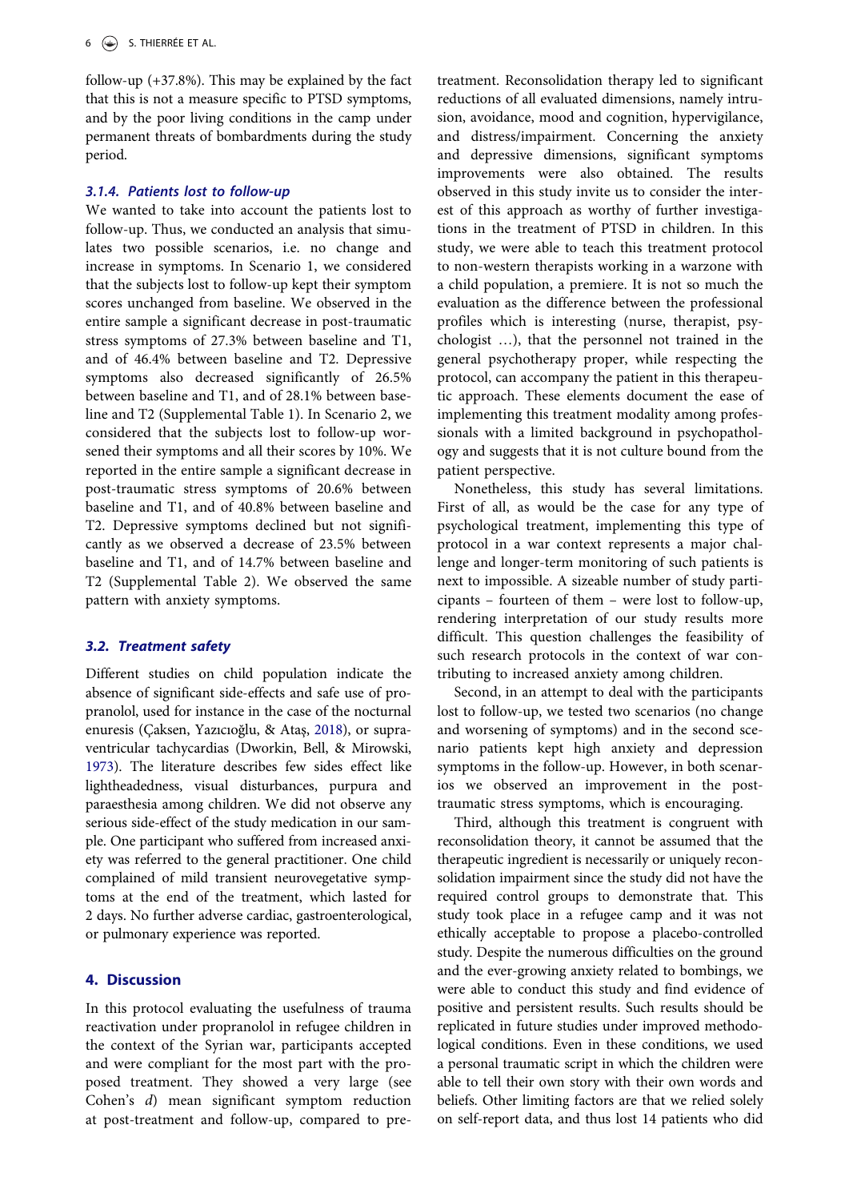follow-up (+37.8%). This may be explained by the fact that this is not a measure specific to PTSD symptoms, and by the poor living conditions in the camp under permanent threats of bombardments during the study period.

#### *3.1.4. Patients lost to follow-up*

We wanted to take into account the patients lost to follow-up. Thus, we conducted an analysis that simulates two possible scenarios, i.e. no change and increase in symptoms. In Scenario 1, we considered that the subjects lost to follow-up kept their symptom scores unchanged from baseline. We observed in the entire sample a significant decrease in post-traumatic stress symptoms of 27.3% between baseline and T1, and of 46.4% between baseline and T2. Depressive symptoms also decreased significantly of 26.5% between baseline and T1, and of 28.1% between baseline and T2 (Supplemental Table 1). In Scenario 2, we considered that the subjects lost to follow-up worsened their symptoms and all their scores by 10%. We reported in the entire sample a significant decrease in post-traumatic stress symptoms of 20.6% between baseline and T1, and of 40.8% between baseline and T2. Depressive symptoms declined but not significantly as we observed a decrease of 23.5% between baseline and T1, and of 14.7% between baseline and T2 (Supplemental Table 2). We observed the same pattern with anxiety symptoms.

### *3.2. Treatment safety*

Different studies on child population indicate the absence of significant side-effects and safe use of propranolol, used for instance in the case of the nocturnal enuresis (Çaksen, Yazıcıoğlu, & Ataş, 2018), or supraventricular tachycardias (Dworkin, Bell, & Mirowski, 1973). The literature describes few sides effect like lightheadedness, visual disturbances, purpura and paraesthesia among children. We did not observe any serious side-effect of the study medication in our sample. One participant who suffered from increased anxiety was referred to the general practitioner. One child complained of mild transient neurovegetative symptoms at the end of the treatment, which lasted for 2 days. No further adverse cardiac, gastroenterological, or pulmonary experience was reported.

## 4. Discussion

In this protocol evaluating the usefulness of trauma reactivation under propranolol in refugee children in the context of the Syrian war, participants accepted and were compliant for the most part with the proposed treatment. They showed a very large (see Cohen's *d*) mean significant symptom reduction at post-treatment and follow-up, compared to pre-treatment. Reconsolidation therapy led to significant reductions of all evaluated dimensions, namely intrusion, avoidance, mood and cognition, hypervigilance, and distress/impairment. Concerning the anxiety and depressive dimensions, significant symptoms improvements were also obtained. The results observed in this study invite us to consider the interest of this approach as worthy of further investigations in the treatment of PTSD in children. In this study, we were able to teach this treatment protocol to non-western therapists working in a warzone with a child population, a premiere. It is not so much the evaluation as the difference between the professional profiles which is interesting (nurse, therapist, psychologist …), that the personnel not trained in the general psychotherapy proper, while respecting the protocol, can accompany the patient in this therapeutic approach. These elements document the ease of implementing this treatment modality among professionals with a limited background in psychopathology and suggests that it is not culture bound from the patient perspective.

Nonetheless, this study has several limitations. First of all, as would be the case for any type of psychological treatment, implementing this type of protocol in a war context represents a major challenge and longer-term monitoring of such patients is next to impossible. A sizeable number of study participants – fourteen of them – were lost to follow-up, rendering interpretation of our study results more difficult. This question challenges the feasibility of such research protocols in the context of war contributing to increased anxiety among children.

Second, in an attempt to deal with the participants lost to follow-up, we tested two scenarios (no change and worsening of symptoms) and in the second scenario patients kept high anxiety and depression symptoms in the follow-up. However, in both scenarios we observed an improvement in the post-traumatic stress symptoms, which is encouraging.

Third, although this treatment is congruent with reconsolidation theory, it cannot be assumed that the therapeutic ingredient is necessarily or uniquely reconsolidation impairment since the study did not have the required control groups to demonstrate that. This study took place in a refugee camp and it was not ethically acceptable to propose a placebo-controlled study. Despite the numerous difficulties on the ground and the ever-growing anxiety related to bombings, we were able to conduct this study and find evidence of positive and persistent results. Such results should be replicated in future studies under improved methodological conditions. Even in these conditions, we used a personal traumatic script in which the children were able to tell their own story with their own words and beliefs. Other limiting factors are that we relied solely on self-report data, and thus lost 14 patients who did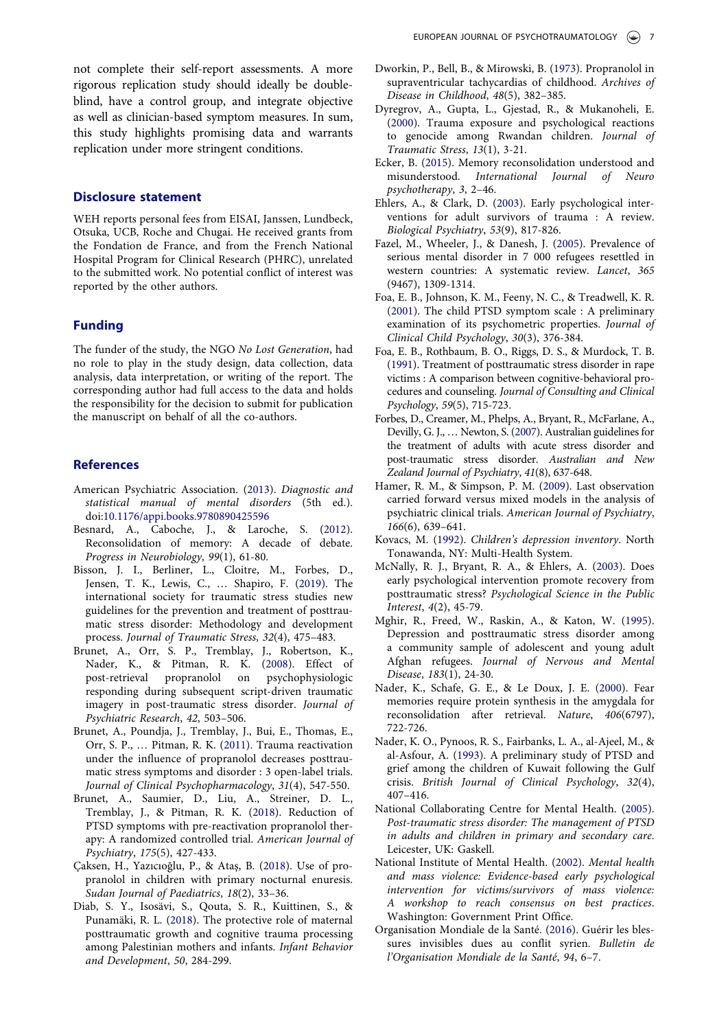not complete their self-report assessments. A more rigorous replication study should ideally be double-blind, have a control group, and integrate objective as well as clinician-based symptom measures. In sum, this study highlights promising data and warrants replication under more stringent conditions.

## Disclosure statement

WEH reports personal fees from EISAI, Janssen, Lundbeck, Otsuka, UCB, Roche and Chugai. He received grants from the Fondation de France, and from the French National Hospital Program for Clinical Research (PHRC), unrelated to the submitted work. No potential conflict of interest was reported by the other authors.

## Funding

The funder of the study, the NGO *No Lost Generation*, had no role to play in the study design, data collection, data analysis, data interpretation, or writing of the report. The corresponding author had full access to the data and holds the responsibility for the decision to submit for publication the manuscript on behalf of all the co-authors.

## References

American Psychiatric Association. (2013). *Diagnostic and statistical manual of mental disorders* (5th ed.). doi:10.1176/appi.books.9780890425596

Besnard, A., Caboche, J., & Laroche, S. (2012). Reconsolidation of memory: A decade of debate. *Progress in Neurobiology*, *99*(1), 61-80.

Bisson, J. I., Berliner, L., Cloitre, M., Forbes, D., Jensen, T. K., Lewis, C., … Shapiro, F. (2019). The international society for traumatic stress studies new guidelines for the prevention and treatment of posttraumatic stress disorder: Methodology and development process. *Journal of Traumatic Stress*, *32*(4), 475–483.

Brunet, A., Orr, S. P., Tremblay, J., Robertson, K., Nader, K., & Pitman, R. K. (2008). Effect of post-retrieval propranolol on psychophysiologic responding during subsequent script-driven traumatic imagery in post-traumatic stress disorder. *Journal of Psychiatric Research*, *42*, 503–506.

Brunet, A., Poundja, J., Tremblay, J., Bui, E., Thomas, E., Orr, S. P., … Pitman, R. K. (2011). Trauma reactivation under the influence of propranolol decreases posttraumatic stress symptoms and disorder : 3 open-label trials. *Journal of Clinical Psychopharmacology*, *31*(4), 547-550.

Brunet, A., Saumier, D., Liu, A., Streiner, D. L., Tremblay, J., & Pitman, R. K. (2018). Reduction of PTSD symptoms with pre-reactivation propranolol therapy: A randomized controlled trial. *American Journal of Psychiatry*, *175*(5), 427-433.

Çaksen, H., Yazıcıoğlu, P., & Ataş, B. (2018). Use of propranolol in children with primary nocturnal enuresis. *Sudan Journal of Paediatrics*, *18*(2), 33–36.

Diab, S. Y., Isosävi, S., Qouta, S. R., Kuittinen, S., & Punamäki, R. L. (2018). The protective role of maternal posttraumatic growth and cognitive trauma processing among Palestinian mothers and infants. *Infant Behavior and Development*, *50*, 284-299.

Dworkin, P., Bell, B., & Mirowski, B. (1973). Propranolol in supraventricular tachycardias of childhood. *Archives of Disease in Childhood*, *48*(5), 382–385.

Dyregrov, A., Gupta, L., Gjestad, R., & Mukanoheli, E. (2000). Trauma exposure and psychological reactions to genocide among Rwandan children. *Journal of Traumatic Stress*, *13*(1), 3-21.

Ecker, B. (2015). Memory reconsolidation understood and misunderstood. *International Journal of Neuro psychotherapy*, *3*, 2–46.

Ehlers, A., & Clark, D. (2003). Early psychological interventions for adult survivors of trauma : A review. *Biological Psychiatry*, *53*(9), 817-826.

Fazel, M., Wheeler, J., & Danesh, J. (2005). Prevalence of serious mental disorder in 7 000 refugees resettled in western countries: A systematic review. *Lancet*, *365* (9467), 1309-1314.

Foa, E. B., Johnson, K. M., Feeny, N. C., & Treadwell, K. R. (2001). The child PTSD symptom scale : A preliminary examination of its psychometric properties. *Journal of Clinical Child Psychology*, *30*(3), 376-384.

Foa, E. B., Rothbaum, B. O., Riggs, D. S., & Murdock, T. B. (1991). Treatment of posttraumatic stress disorder in rape victims : A comparison between cognitive-behavioral procedures and counseling. *Journal of Consulting and Clinical Psychology*, *59*(5), 715-723.

Forbes, D., Creamer, M., Phelps, A., Bryant, R., McFarlane, A., Devilly, G. J., … Newton, S. (2007). Australian guidelines for the treatment of adults with acute stress disorder and post-traumatic stress disorder. *Australian and New Zealand Journal of Psychiatry*, *41*(8), 637-648.

Hamer, R. M., & Simpson, P. M. (2009). Last observation carried forward versus mixed models in the analysis of psychiatric clinical trials. *American Journal of Psychiatry*, *166*(6), 639–641.

Kovacs, M. (1992). *Children's depression inventory*. North Tonawanda, NY: Multi-Health System.

McNally, R. J., Bryant, R. A., & Ehlers, A. (2003). Does early psychological intervention promote recovery from posttraumatic stress? *Psychological Science in the Public Interest*, *4*(2), 45-79.

Mghir, R., Freed, W., Raskin, A., & Katon, W. (1995). Depression and posttraumatic stress disorder among a community sample of adolescent and young adult Afghan refugees. *Journal of Nervous and Mental Disease*, *183*(1), 24-30.

Nader, K., Schafe, G. E., & Le Doux, J. E. (2000). Fear memories require protein synthesis in the amygdala for reconsolidation after retrieval. *Nature*, *406*(6797), 722-726.

Nader, K. O., Pynoos, R. S., Fairbanks, L. A., al-Ajeel, M., & al-Asfour, A. (1993). A preliminary study of PTSD and grief among the children of Kuwait following the Gulf crisis. *British Journal of Clinical Psychology*, *32*(4), 407–416.

National Collaborating Centre for Mental Health. (2005). *Post-traumatic stress disorder: The management of PTSD in adults and children in primary and secondary care*. Leicester, UK: Gaskell.

National Institute of Mental Health. (2002). *Mental health and mass violence: Evidence-based early psychological intervention for victims/survivors of mass violence: A workshop to reach consensus on best practices*. Washington: Government Print Office.

Organisation Mondiale de la Santé. (2016). Guérir les blessures invisibles dues au conflit syrien. *Bulletin de l'Organisation Mondiale de la Santé*, *94*, 6–7.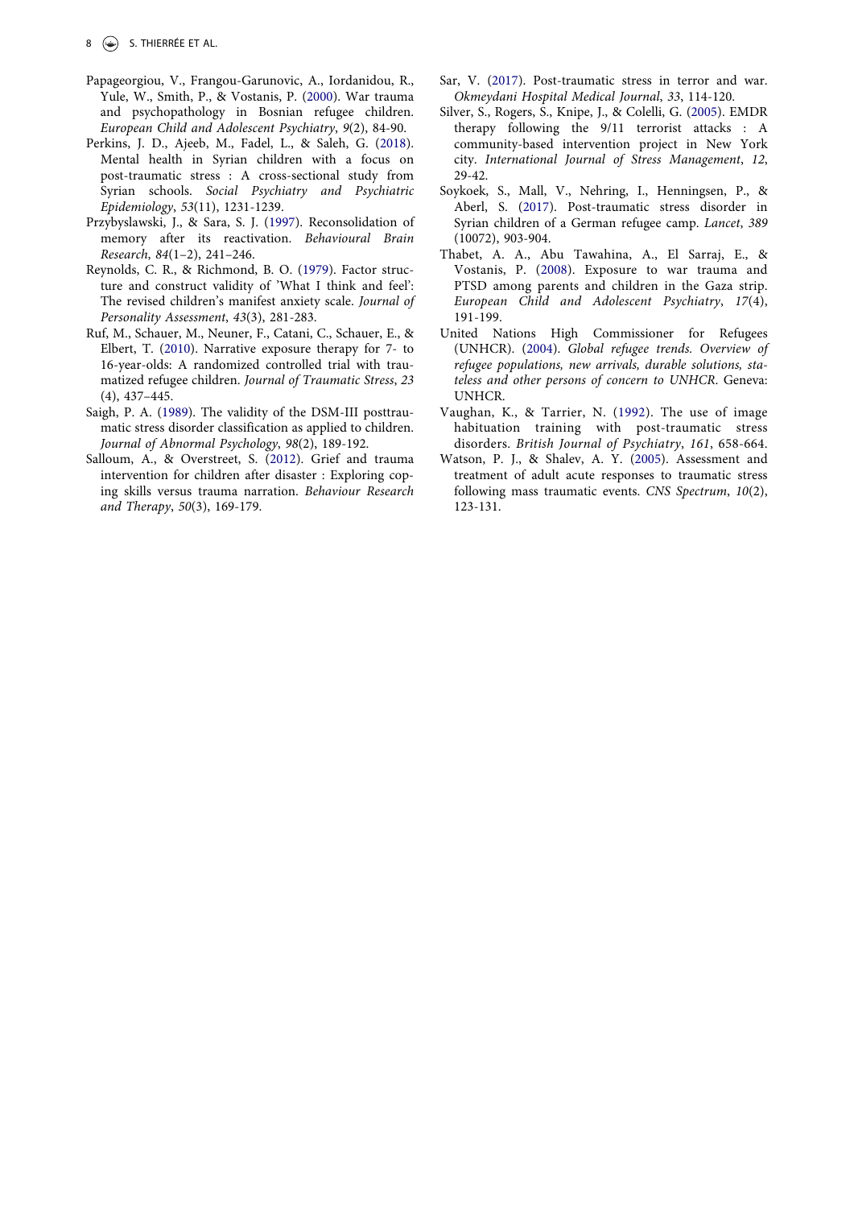Papageorgiou, V., Frangou-Garunovic, A., Iordanidou, R., Yule, W., Smith, P., & Vostanis, P. (2000). War trauma and psychopathology in Bosnian refugee children. *European Child and Adolescent Psychiatry*, *9*(2), 84-90.

Perkins, J. D., Ajeeb, M., Fadel, L., & Saleh, G. (2018). Mental health in Syrian children with a focus on post-traumatic stress : A cross-sectional study from Syrian schools. *Social Psychiatry and Psychiatric Epidemiology*, *53*(11), 1231-1239.

Przybyslawski, J., & Sara, S. J. (1997). Reconsolidation of memory after its reactivation. *Behavioural Brain Research*, *84*(1–2), 241–246.

Reynolds, C. R., & Richmond, B. O. (1979). Factor structure and construct validity of 'What I think and feel': The revised children's manifest anxiety scale. *Journal of Personality Assessment*, *43*(3), 281-283.

Ruf, M., Schauer, M., Neuner, F., Catani, C., Schauer, E., & Elbert, T. (2010). Narrative exposure therapy for 7- to 16-year-olds: A randomized controlled trial with traumatized refugee children. *Journal of Traumatic Stress*, *23* (4), 437–445.

Saigh, P. A. (1989). The validity of the DSM-III posttraumatic stress disorder classification as applied to children. *Journal of Abnormal Psychology*, *98*(2), 189-192.

Salloum, A., & Overstreet, S. (2012). Grief and trauma intervention for children after disaster : Exploring coping skills versus trauma narration. *Behaviour Research and Therapy*, *50*(3), 169-179.

Sar, V. (2017). Post-traumatic stress in terror and war. *Okmeydani Hospital Medical Journal*, *33*, 114-120.

Silver, S., Rogers, S., Knipe, J., & Colelli, G. (2005). EMDR therapy following the 9/11 terrorist attacks : A community-based intervention project in New York city. *International Journal of Stress Management*, *12*, 29-42.

Soykoek, S., Mall, V., Nehring, I., Henningsen, P., & Aberl, S. (2017). Post-traumatic stress disorder in Syrian children of a German refugee camp. *Lancet*, *389* (10072), 903-904.

Thabet, A. A., Abu Tawahina, A., El Sarraj, E., & Vostanis, P. (2008). Exposure to war trauma and PTSD among parents and children in the Gaza strip. *European Child and Adolescent Psychiatry*, *17*(4), 191-199.

United Nations High Commissioner for Refugees (UNHCR). (2004). *Global refugee trends. Overview of refugee populations, new arrivals, durable solutions, stateless and other persons of concern to UNHCR*. Geneva: UNHCR.

Vaughan, K., & Tarrier, N. (1992). The use of image habituation training with post-traumatic stress disorders. *British Journal of Psychiatry*, *161*, 658-664.

Watson, P. J., & Shalev, A. Y. (2005). Assessment and treatment of adult acute responses to traumatic stress following mass traumatic events. *CNS Spectrum*, *10*(2), 123-131.